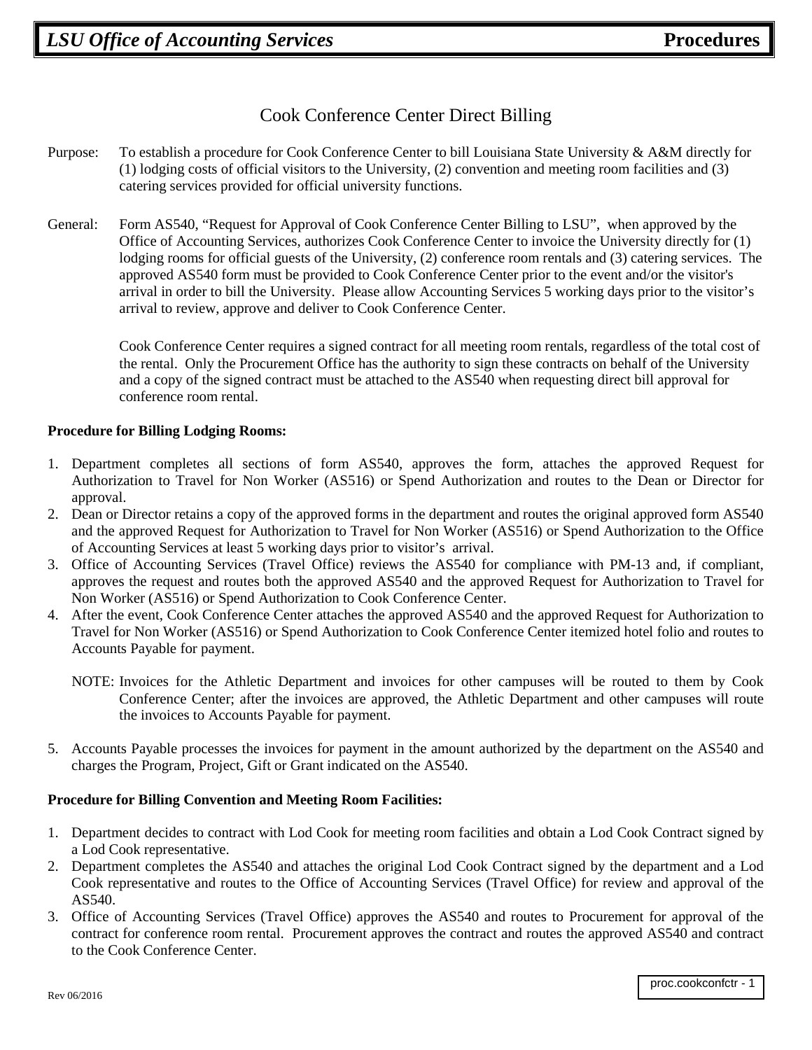# Cook Conference Center Direct Billing

Purpose: To establish a procedure for Cook Conference Center to bill Louisiana State University & A&M directly for (1) lodging costs of official visitors to the University, (2) convention and meeting room facilities and (3) catering services provided for official university functions.

General: Form AS540, "Request for Approval of Cook Conference Center Billing to LSU", when approved by the Office of Accounting Services, authorizes Cook Conference Center to invoice the University directly for (1) lodging rooms for official guests of the University, (2) conference room rentals and (3) catering services. The approved AS540 form must be provided to Cook Conference Center prior to the event and/or the visitor's arrival in order to bill the University. Please allow Accounting Services 5 working days prior to the visitor's arrival to review, approve and deliver to Cook Conference Center.

Cook Conference Center requires a signed contract for all meeting room rentals, regardless of the total cost of the rental. Only the Procurement Office has the authority to sign these contracts on behalf of the University and a copy of the signed contract must be attached to the AS540 when requesting direct bill approval for conference room rental.

**Procedure for Billing Lodging Rooms:**

1. Department completes all sections of form AS540, approves the form, attaches the approved Request for Authorization to Travel for Non Worker (AS516) or Spend Authorization and routes to the Dean or Director for approval.
2. Dean or Director retains a copy of the approved forms in the department and routes the original approved form AS540 and the approved Request for Authorization to Travel for Non Worker (AS516) or Spend Authorization to the Office of Accounting Services at least 5 working days prior to visitor's arrival.
3. Office of Accounting Services (Travel Office) reviews the AS540 for compliance with PM-13 and, if compliant, approves the request and routes both the approved AS540 and the approved Request for Authorization to Travel for Non Worker (AS516) or Spend Authorization to Cook Conference Center.
4. After the event, Cook Conference Center attaches the approved AS540 and the approved Request for Authorization to Travel for Non Worker (AS516) or Spend Authorization to Cook Conference Center itemized hotel folio and routes to Accounts Payable for payment.

   NOTE: Invoices for the Athletic Department and invoices for other campuses will be routed to them by Cook Conference Center; after the invoices are approved, the Athletic Department and other campuses will route the invoices to Accounts Payable for payment.

5. Accounts Payable processes the invoices for payment in the amount authorized by the department on the AS540 and charges the Program, Project, Gift or Grant indicated on the AS540.

**Procedure for Billing Convention and Meeting Room Facilities:**

1. Department decides to contract with Lod Cook for meeting room facilities and obtain a Lod Cook Contract signed by a Lod Cook representative.
2. Department completes the AS540 and attaches the original Lod Cook Contract signed by the department and a Lod Cook representative and routes to the Office of Accounting Services (Travel Office) for review and approval of the AS540.
3. Office of Accounting Services (Travel Office) approves the AS540 and routes to Procurement for approval of the contract for conference room rental. Procurement approves the contract and routes the approved AS540 and contract to the Cook Conference Center.

Rev 06/2016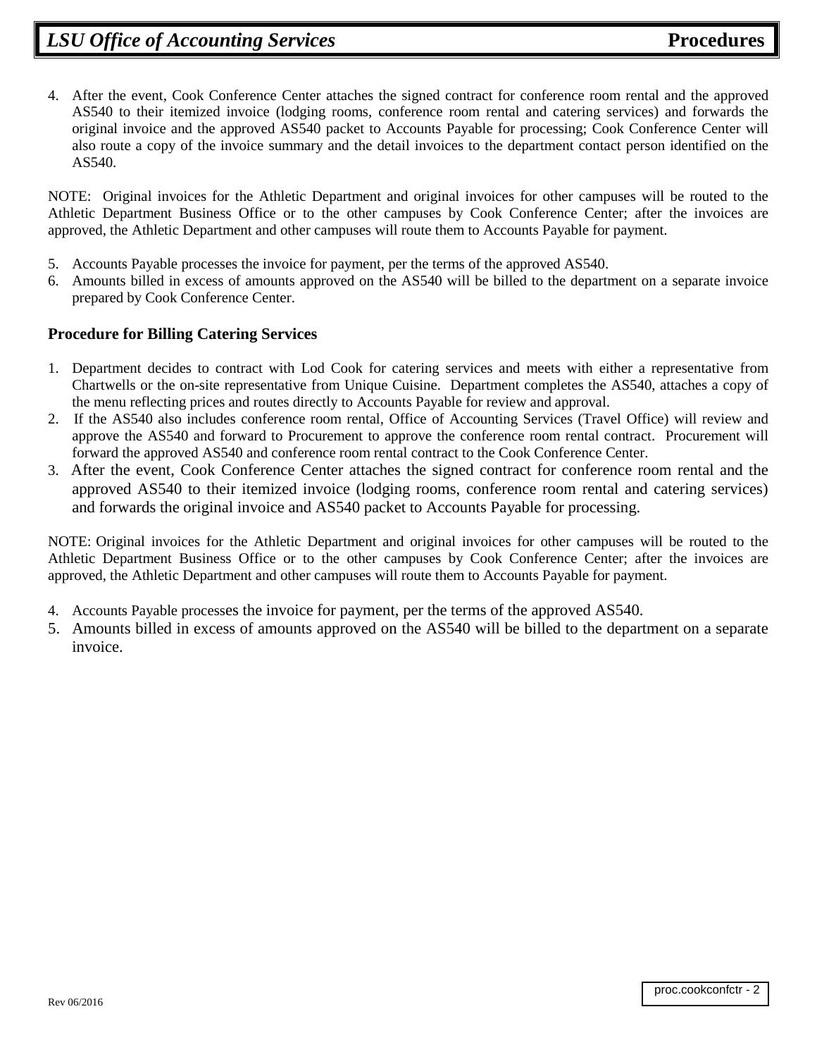4. After the event, Cook Conference Center attaches the signed contract for conference room rental and the approved AS540 to their itemized invoice (lodging rooms, conference room rental and catering services) and forwards the original invoice and the approved AS540 packet to Accounts Payable for processing; Cook Conference Center will also route a copy of the invoice summary and the detail invoices to the department contact person identified on the AS540.

NOTE: Original invoices for the Athletic Department and original invoices for other campuses will be routed to the Athletic Department Business Office or to the other campuses by Cook Conference Center; after the invoices are approved, the Athletic Department and other campuses will route them to Accounts Payable for payment.

5. Accounts Payable processes the invoice for payment, per the terms of the approved AS540.
6. Amounts billed in excess of amounts approved on the AS540 will be billed to the department on a separate invoice prepared by Cook Conference Center.

### Procedure for Billing Catering Services

1. Department decides to contract with Lod Cook for catering services and meets with either a representative from Chartwells or the on-site representative from Unique Cuisine. Department completes the AS540, attaches a copy of the menu reflecting prices and routes directly to Accounts Payable for review and approval.
2. If the AS540 also includes conference room rental, Office of Accounting Services (Travel Office) will review and approve the AS540 and forward to Procurement to approve the conference room rental contract. Procurement will forward the approved AS540 and conference room rental contract to the Cook Conference Center.
3. After the event, Cook Conference Center attaches the signed contract for conference room rental and the approved AS540 to their itemized invoice (lodging rooms, conference room rental and catering services) and forwards the original invoice and AS540 packet to Accounts Payable for processing.

NOTE: Original invoices for the Athletic Department and original invoices for other campuses will be routed to the Athletic Department Business Office or to the other campuses by Cook Conference Center; after the invoices are approved, the Athletic Department and other campuses will route them to Accounts Payable for payment.

4. Accounts Payable processes the invoice for payment, per the terms of the approved AS540.
5. Amounts billed in excess of amounts approved on the AS540 will be billed to the department on a separate invoice.